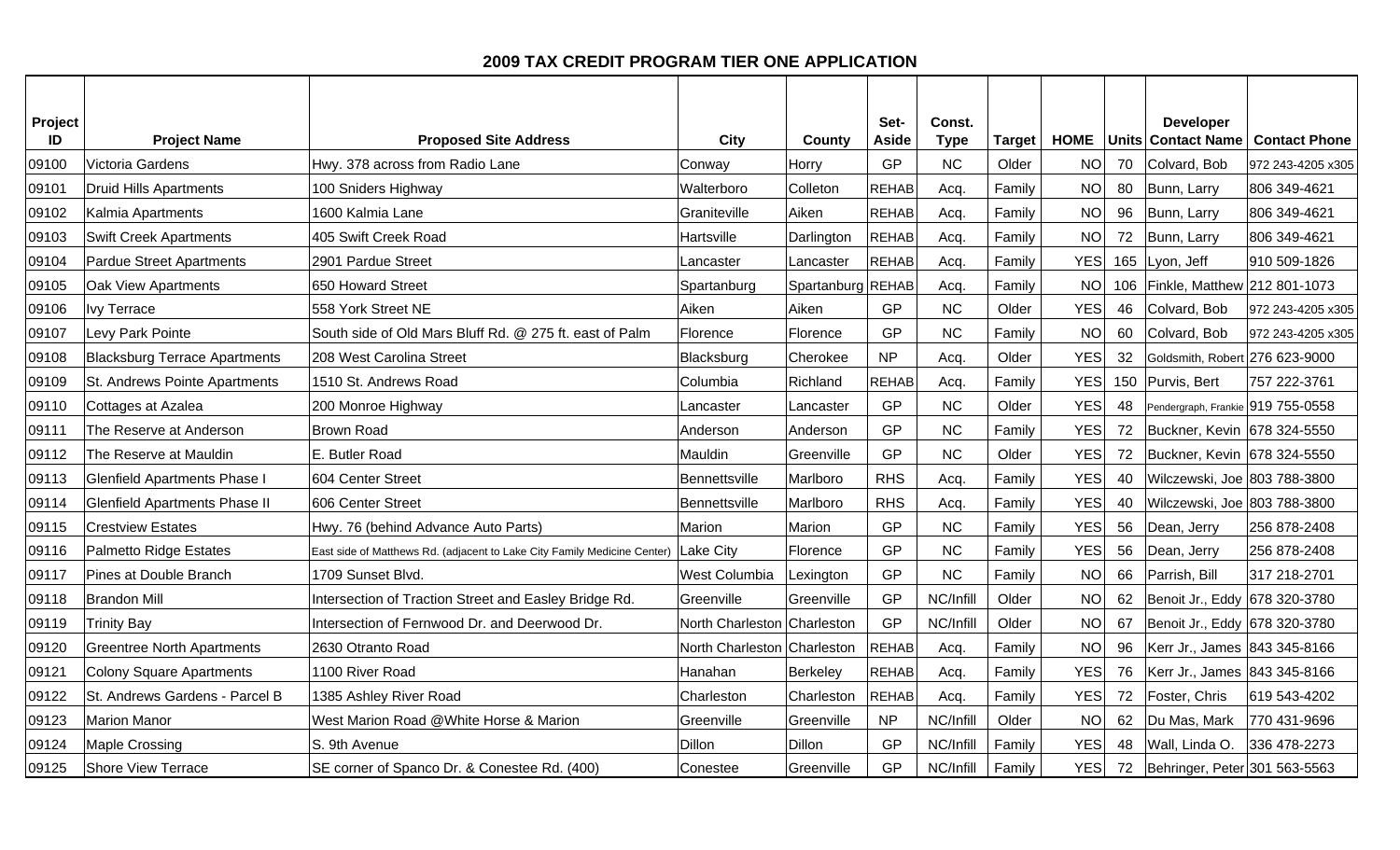# 2009 TAX CREDIT PROGRAM TIER ONE APPLICATION

| Project ID | Project Name | Proposed Site Address | City | County | Set-Aside | Const. Type | Target | HOME | Units | Developer Contact Name | Contact Phone |
|---|---|---|---|---|---|---|---|---|---|---|---|
| 09100 | Victoria Gardens | Hwy. 378 across from Radio Lane | Conway | Horry | GP | NC | Older | NO | 70 | Colvard, Bob | 972 243-4205 x305 |
| 09101 | Druid Hills Apartments | 100 Sniders Highway | Walterboro | Colleton | REHAB | Acq. | Family | NO | 80 | Bunn, Larry | 806 349-4621 |
| 09102 | Kalmia Apartments | 1600 Kalmia Lane | Graniteville | Aiken | REHAB | Acq. | Family | NO | 96 | Bunn, Larry | 806 349-4621 |
| 09103 | Swift Creek Apartments | 405 Swift Creek Road | Hartsville | Darlington | REHAB | Acq. | Family | NO | 72 | Bunn, Larry | 806 349-4621 |
| 09104 | Pardue Street Apartments | 2901 Pardue Street | Lancaster | Lancaster | REHAB | Acq. | Family | YES | 165 | Lyon, Jeff | 910 509-1826 |
| 09105 | Oak View Apartments | 650 Howard Street | Spartanburg | Spartanburg | REHAB | Acq. | Family | NO | 106 | Finkle, Matthew | 212 801-1073 |
| 09106 | Ivy Terrace | 558 York Street NE | Aiken | Aiken | GP | NC | Older | YES | 46 | Colvard, Bob | 972 243-4205 x305 |
| 09107 | Levy Park Pointe | South side of Old Mars Bluff Rd. @ 275 ft. east of Palm | Florence | Florence | GP | NC | Family | NO | 60 | Colvard, Bob | 972 243-4205 x305 |
| 09108 | Blacksburg Terrace Apartments | 208 West Carolina Street | Blacksburg | Cherokee | NP | Acq. | Older | YES | 32 | Goldsmith, Robert | 276 623-9000 |
| 09109 | St. Andrews Pointe Apartments | 1510 St. Andrews Road | Columbia | Richland | REHAB | Acq. | Family | YES | 150 | Purvis, Bert | 757 222-3761 |
| 09110 | Cottages at Azalea | 200 Monroe Highway | Lancaster | Lancaster | GP | NC | Older | YES | 48 | Pendergraph, Frankie | 919 755-0558 |
| 09111 | The Reserve at Anderson | Brown Road | Anderson | Anderson | GP | NC | Family | YES | 72 | Buckner, Kevin | 678 324-5550 |
| 09112 | The Reserve at Mauldin | E. Butler Road | Mauldin | Greenville | GP | NC | Older | YES | 72 | Buckner, Kevin | 678 324-5550 |
| 09113 | Glenfield Apartments Phase I | 604 Center Street | Bennettsville | Marlboro | RHS | Acq. | Family | YES | 40 | Wilczewski, Joe | 803 788-3800 |
| 09114 | Glenfield Apartments Phase II | 606 Center Street | Bennettsville | Marlboro | RHS | Acq. | Family | YES | 40 | Wilczewski, Joe | 803 788-3800 |
| 09115 | Crestview Estates | Hwy. 76 (behind Advance Auto Parts) | Marion | Marion | GP | NC | Family | YES | 56 | Dean, Jerry | 256 878-2408 |
| 09116 | Palmetto Ridge Estates | East side of Matthews Rd. (adjacent to Lake City Family Medicine Center) | Lake City | Florence | GP | NC | Family | YES | 56 | Dean, Jerry | 256 878-2408 |
| 09117 | Pines at Double Branch | 1709 Sunset Blvd. | West Columbia | Lexington | GP | NC | Family | NO | 66 | Parrish, Bill | 317 218-2701 |
| 09118 | Brandon Mill | Intersection of Traction Street and Easley Bridge Rd. | Greenville | Greenville | GP | NC/Infill | Older | NO | 62 | Benoit Jr., Eddy | 678 320-3780 |
| 09119 | Trinity Bay | Intersection of Fernwood Dr. and Deerwood Dr. | North Charleston | Charleston | GP | NC/Infill | Older | NO | 67 | Benoit Jr., Eddy | 678 320-3780 |
| 09120 | Greentree North Apartments | 2630 Otranto Road | North Charleston | Charleston | REHAB | Acq. | Family | NO | 96 | Kerr Jr., James | 843 345-8166 |
| 09121 | Colony Square Apartments | 1100 River Road | Hanahan | Berkeley | REHAB | Acq. | Family | YES | 76 | Kerr Jr., James | 843 345-8166 |
| 09122 | St. Andrews Gardens - Parcel B | 1385 Ashley River Road | Charleston | Charleston | REHAB | Acq. | Family | YES | 72 | Foster, Chris | 619 543-4202 |
| 09123 | Marion Manor | West Marion Road @White Horse & Marion | Greenville | Greenville | NP | NC/Infill | Older | NO | 62 | Du Mas, Mark | 770 431-9696 |
| 09124 | Maple Crossing | S. 9th Avenue | Dillon | Dillon | GP | NC/Infill | Family | YES | 48 | Wall, Linda O. | 336 478-2273 |
| 09125 | Shore View Terrace | SE corner of Spanco Dr. & Conestee Rd. (400) | Conestee | Greenville | GP | NC/Infill | Family | YES | 72 | Behringer, Peter | 301 563-5563 |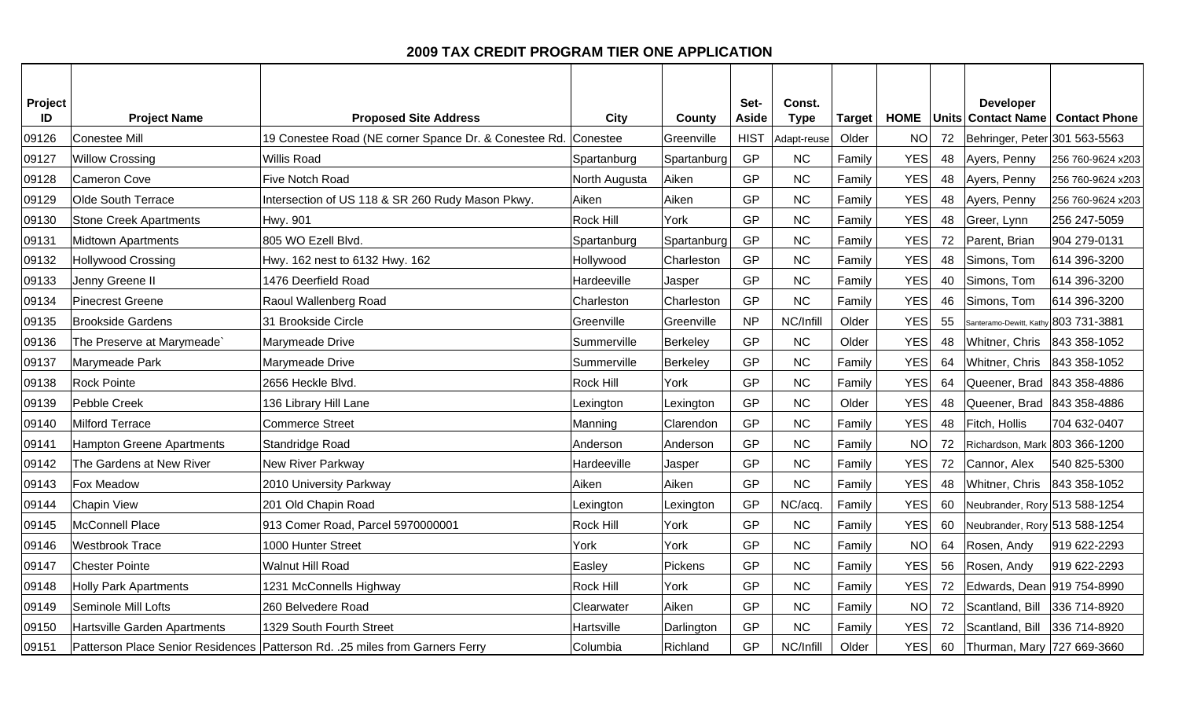## 2009 TAX CREDIT PROGRAM TIER ONE APPLICATION

| Project ID | Project Name | Proposed Site Address | City | County | Set-Aside | Const. Type | Target | HOME | Units | Developer Contact Name | Contact Phone |
|---|---|---|---|---|---|---|---|---|---|---|---|
| 09126 | Conestee Mill | 19 Conestee Road (NE corner Spance Dr. & Conestee Rd. | Conestee | Greenville | HIST | Adapt-reuse | Older | NO | 72 | Behringer, Peter | 301 563-5563 |
| 09127 | Willow Crossing | Willis Road | Spartanburg | Spartanburg | GP | NC | Family | YES | 48 | Ayers, Penny | 256 760-9624 x203 |
| 09128 | Cameron Cove | Five Notch Road | North Augusta | Aiken | GP | NC | Family | YES | 48 | Ayers, Penny | 256 760-9624 x203 |
| 09129 | Olde South Terrace | Intersection of US 118 & SR 260 Rudy Mason Pkwy. | Aiken | Aiken | GP | NC | Family | YES | 48 | Ayers, Penny | 256 760-9624 x203 |
| 09130 | Stone Creek Apartments | Hwy. 901 | Rock Hill | York | GP | NC | Family | YES | 48 | Greer, Lynn | 256 247-5059 |
| 09131 | Midtown Apartments | 805 WO Ezell Blvd. | Spartanburg | Spartanburg | GP | NC | Family | YES | 72 | Parent, Brian | 904 279-0131 |
| 09132 | Hollywood Crossing | Hwy. 162 nest to 6132 Hwy. 162 | Hollywood | Charleston | GP | NC | Family | YES | 48 | Simons, Tom | 614 396-3200 |
| 09133 | Jenny Greene II | 1476 Deerfield Road | Hardeeville | Jasper | GP | NC | Family | YES | 40 | Simons, Tom | 614 396-3200 |
| 09134 | Pinecrest Greene | Raoul Wallenberg Road | Charleston | Charleston | GP | NC | Family | YES | 46 | Simons, Tom | 614 396-3200 |
| 09135 | Brookside Gardens | 31 Brookside Circle | Greenville | Greenville | NP | NC/Infill | Older | YES | 55 | Santeramo-Dewitt, Kathy | 803 731-3881 |
| 09136 | The Preserve at Marymeade` | Marymeade Drive | Summerville | Berkeley | GP | NC | Older | YES | 48 | Whitner, Chris | 843 358-1052 |
| 09137 | Marymeade Park | Marymeade Drive | Summerville | Berkeley | GP | NC | Family | YES | 64 | Whitner, Chris | 843 358-1052 |
| 09138 | Rock Pointe | 2656 Heckle Blvd. | Rock Hill | York | GP | NC | Family | YES | 64 | Queener, Brad | 843 358-4886 |
| 09139 | Pebble Creek | 136 Library Hill Lane | Lexington | Lexington | GP | NC | Older | YES | 48 | Queener, Brad | 843 358-4886 |
| 09140 | Milford Terrace | Commerce Street | Manning | Clarendon | GP | NC | Family | YES | 48 | Fitch, Hollis | 704 632-0407 |
| 09141 | Hampton Greene Apartments | Standridge Road | Anderson | Anderson | GP | NC | Family | NO | 72 | Richardson, Mark | 803 366-1200 |
| 09142 | The Gardens at New River | New River Parkway | Hardeeville | Jasper | GP | NC | Family | YES | 72 | Cannor, Alex | 540 825-5300 |
| 09143 | Fox Meadow | 2010 University Parkway | Aiken | Aiken | GP | NC | Family | YES | 48 | Whitner, Chris | 843 358-1052 |
| 09144 | Chapin View | 201 Old Chapin Road | Lexington | Lexington | GP | NC/acq. | Family | YES | 60 | Neubrander, Rory | 513 588-1254 |
| 09145 | McConnell Place | 913 Comer Road, Parcel 5970000001 | Rock Hill | York | GP | NC | Family | YES | 60 | Neubrander, Rory | 513 588-1254 |
| 09146 | Westbrook Trace | 1000 Hunter Street | York | York | GP | NC | Family | NO | 64 | Rosen, Andy | 919 622-2293 |
| 09147 | Chester Pointe | Walnut Hill Road | Easley | Pickens | GP | NC | Family | YES | 56 | Rosen, Andy | 919 622-2293 |
| 09148 | Holly Park Apartments | 1231 McConnells Highway | Rock Hill | York | GP | NC | Family | YES | 72 | Edwards, Dean | 919 754-8990 |
| 09149 | Seminole Mill Lofts | 260 Belvedere Road | Clearwater | Aiken | GP | NC | Family | NO | 72 | Scantland, Bill | 336 714-8920 |
| 09150 | Hartsville Garden Apartments | 1329 South Fourth Street | Hartsville | Darlington | GP | NC | Family | YES | 72 | Scantland, Bill | 336 714-8920 |
| 09151 | Patterson Place Senior Residences | Patterson Rd. .25 miles from Garners Ferry | Columbia | Richland | GP | NC/Infill | Older | YES | 60 | Thurman, Mary | 727 669-3660 |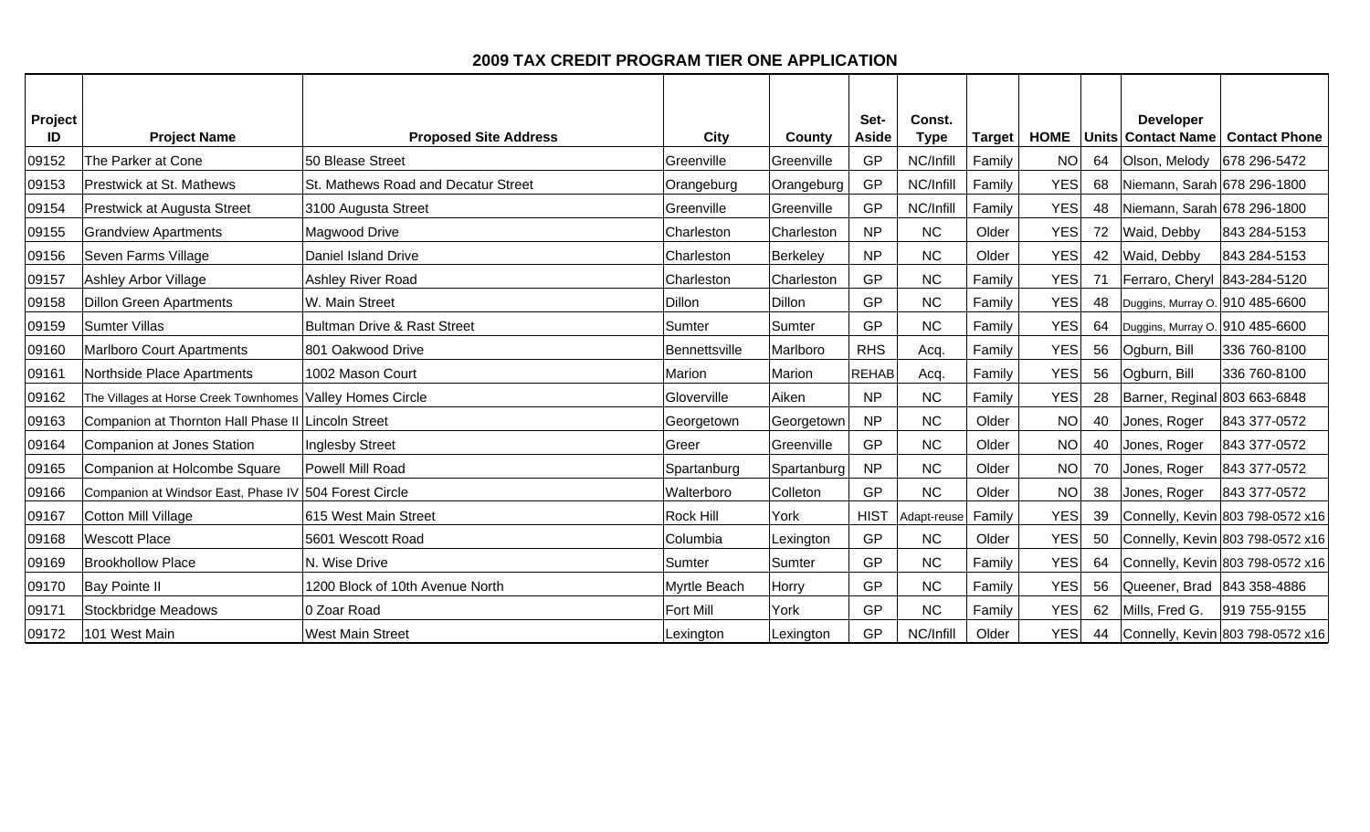## 2009 TAX CREDIT PROGRAM TIER ONE APPLICATION

| Project ID | Project Name | Proposed Site Address | City | County | Set-Aside | Const. Type | Target | HOME | Units | Developer Contact Name | Contact Phone |
|---|---|---|---|---|---|---|---|---|---|---|---|
| 09152 | The Parker at Cone | 50 Blease Street | Greenville | Greenville | GP | NC/Infill | Family | NO | 64 | Olson, Melody | 678 296-5472 |
| 09153 | Prestwick at St. Mathews | St. Mathews Road and Decatur Street | Orangeburg | Orangeburg | GP | NC/Infill | Family | YES | 68 | Niemann, Sarah | 678 296-1800 |
| 09154 | Prestwick at Augusta Street | 3100 Augusta Street | Greenville | Greenville | GP | NC/Infill | Family | YES | 48 | Niemann, Sarah | 678 296-1800 |
| 09155 | Grandview Apartments | Magwood Drive | Charleston | Charleston | NP | NC | Older | YES | 72 | Waid, Debby | 843 284-5153 |
| 09156 | Seven Farms Village | Daniel Island Drive | Charleston | Berkeley | NP | NC | Older | YES | 42 | Waid, Debby | 843 284-5153 |
| 09157 | Ashley Arbor Village | Ashley River Road | Charleston | Charleston | GP | NC | Family | YES | 71 | Ferraro, Cheryl | 843-284-5120 |
| 09158 | Dillon Green Apartments | W. Main Street | Dillon | Dillon | GP | NC | Family | YES | 48 | Duggins, Murray O. | 910 485-6600 |
| 09159 | Sumter Villas | Bultman Drive & Rast Street | Sumter | Sumter | GP | NC | Family | YES | 64 | Duggins, Murray O. | 910 485-6600 |
| 09160 | Marlboro Court Apartments | 801 Oakwood Drive | Bennettsville | Marlboro | RHS | Acq. | Family | YES | 56 | Ogburn, Bill | 336 760-8100 |
| 09161 | Northside Place Apartments | 1002 Mason Court | Marion | Marion | REHAB | Acq. | Family | YES | 56 | Ogburn, Bill | 336 760-8100 |
| 09162 | The Villages at Horse Creek Townhomes | Valley Homes Circle | Gloverville | Aiken | NP | NC | Family | YES | 28 | Barner, Reginal | 803 663-6848 |
| 09163 | Companion at Thornton Hall Phase II | Lincoln Street | Georgetown | Georgetown | NP | NC | Older | NO | 40 | Jones, Roger | 843 377-0572 |
| 09164 | Companion at Jones Station | Inglesby Street | Greer | Greenville | GP | NC | Older | NO | 40 | Jones, Roger | 843 377-0572 |
| 09165 | Companion at Holcombe Square | Powell Mill Road | Spartanburg | Spartanburg | NP | NC | Older | NO | 70 | Jones, Roger | 843 377-0572 |
| 09166 | Companion at Windsor East, Phase IV | 504 Forest Circle | Walterboro | Colleton | GP | NC | Older | NO | 38 | Jones, Roger | 843 377-0572 |
| 09167 | Cotton Mill Village | 615 West Main Street | Rock Hill | York | HIST | Adapt-reuse | Family | YES | 39 | Connelly, Kevin | 803 798-0572 x16 |
| 09168 | Wescott Place | 5601 Wescott Road | Columbia | Lexington | GP | NC | Older | YES | 50 | Connelly, Kevin | 803 798-0572 x16 |
| 09169 | Brookhollow Place | N. Wise Drive | Sumter | Sumter | GP | NC | Family | YES | 64 | Connelly, Kevin | 803 798-0572 x16 |
| 09170 | Bay Pointe II | 1200 Block of 10th Avenue North | Myrtle Beach | Horry | GP | NC | Family | YES | 56 | Queener, Brad | 843 358-4886 |
| 09171 | Stockbridge Meadows | 0 Zoar Road | Fort Mill | York | GP | NC | Family | YES | 62 | Mills, Fred G. | 919 755-9155 |
| 09172 | 101 West Main | West Main Street | Lexington | Lexington | GP | NC/Infill | Older | YES | 44 | Connelly, Kevin | 803 798-0572 x16 |